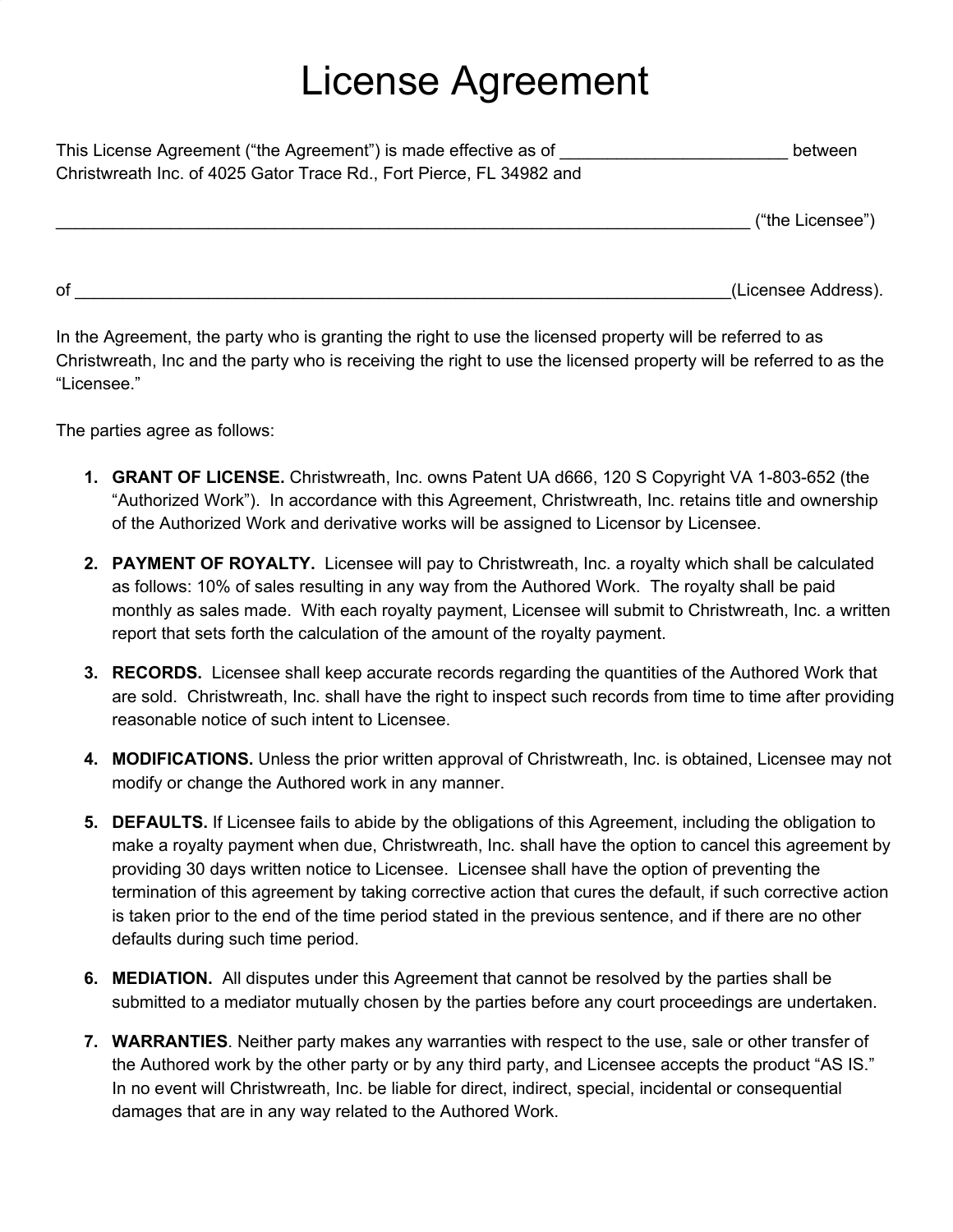# License Agreement

This License Agreement ("the Agreement") is made effective as of ________________________ between Christwreath Inc. of 4025 Gator Trace Rd., Fort Pierce, FL 34982 and

___________________________________________________________________________ ("the Licensee")

of ________________________________________________________________________(Licensee Address).

In the Agreement, the party who is granting the right to use the licensed property will be referred to as Christwreath, Inc and the party who is receiving the right to use the licensed property will be referred to as the "Licensee."

The parties agree as follows:

1. **GRANT OF LICENSE.** Christwreath, Inc. owns Patent UA d666, 120 S Copyright VA 1-803-652 (the "Authorized Work"). In accordance with this Agreement, Christwreath, Inc. retains title and ownership of the Authorized Work and derivative works will be assigned to Licensor by Licensee.

2. **PAYMENT OF ROYALTY.** Licensee will pay to Christwreath, Inc. a royalty which shall be calculated as follows: 10% of sales resulting in any way from the Authored Work. The royalty shall be paid monthly as sales made. With each royalty payment, Licensee will submit to Christwreath, Inc. a written report that sets forth the calculation of the amount of the royalty payment.

3. **RECORDS.** Licensee shall keep accurate records regarding the quantities of the Authored Work that are sold. Christwreath, Inc. shall have the right to inspect such records from time to time after providing reasonable notice of such intent to Licensee.

4. **MODIFICATIONS.** Unless the prior written approval of Christwreath, Inc. is obtained, Licensee may not modify or change the Authored work in any manner.

5. **DEFAULTS.** If Licensee fails to abide by the obligations of this Agreement, including the obligation to make a royalty payment when due, Christwreath, Inc. shall have the option to cancel this agreement by providing 30 days written notice to Licensee. Licensee shall have the option of preventing the termination of this agreement by taking corrective action that cures the default, if such corrective action is taken prior to the end of the time period stated in the previous sentence, and if there are no other defaults during such time period.

6. **MEDIATION.** All disputes under this Agreement that cannot be resolved by the parties shall be submitted to a mediator mutually chosen by the parties before any court proceedings are undertaken.

7. **WARRANTIES**. Neither party makes any warranties with respect to the use, sale or other transfer of the Authored work by the other party or by any third party, and Licensee accepts the product "AS IS." In no event will Christwreath, Inc. be liable for direct, indirect, special, incidental or consequential damages that are in any way related to the Authored Work.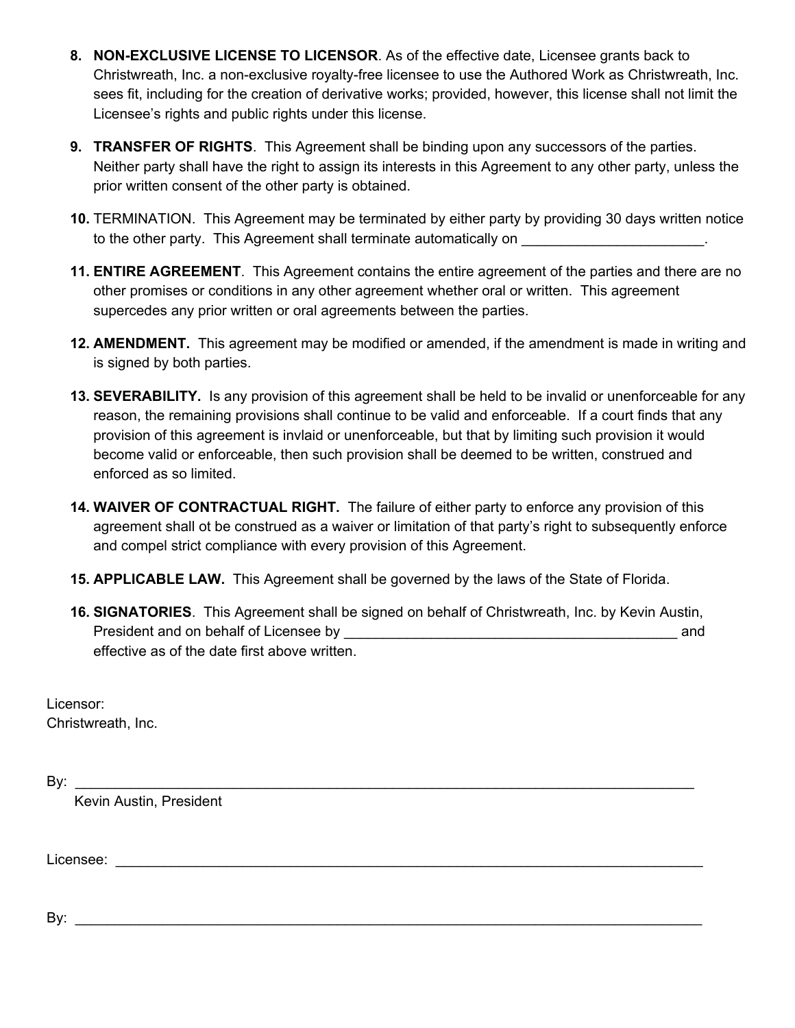8. **NON-EXCLUSIVE LICENSE TO LICENSOR**. As of the effective date, Licensee grants back to Christwreath, Inc. a non-exclusive royalty-free licensee to use the Authored Work as Christwreath, Inc. sees fit, including for the creation of derivative works; provided, however, this license shall not limit the Licensee's rights and public rights under this license.

9. **TRANSFER OF RIGHTS**. This Agreement shall be binding upon any successors of the parties. Neither party shall have the right to assign its interests in this Agreement to any other party, unless the prior written consent of the other party is obtained.

10. TERMINATION. This Agreement may be terminated by either party by providing 30 days written notice to the other party. This Agreement shall terminate automatically on _______________________.

11. **ENTIRE AGREEMENT**. This Agreement contains the entire agreement of the parties and there are no other promises or conditions in any other agreement whether oral or written. This agreement supercedes any prior written or oral agreements between the parties.

12. **AMENDMENT.** This agreement may be modified or amended, if the amendment is made in writing and is signed by both parties.

13. **SEVERABILITY.** Is any provision of this agreement shall be held to be invalid or unenforceable for any reason, the remaining provisions shall continue to be valid and enforceable. If a court finds that any provision of this agreement is invlaid or unenforceable, but that by limiting such provision it would become valid or enforceable, then such provision shall be deemed to be written, construed and enforced as so limited.

14. **WAIVER OF CONTRACTUAL RIGHT.** The failure of either party to enforce any provision of this agreement shall ot be construed as a waiver or limitation of that party's right to subsequently enforce and compel strict compliance with every provision of this Agreement.

15. **APPLICABLE LAW.** This Agreement shall be governed by the laws of the State of Florida.

16. **SIGNATORIES**. This Agreement shall be signed on behalf of Christwreath, Inc. by Kevin Austin, President and on behalf of Licensee by ____________________________________________ and effective as of the date first above written.

Licensor:
Christwreath, Inc.

By: ____________________________________________________________________________________
Kevin Austin, President

Licensee: ______________________________________________________________________________

By: ____________________________________________________________________________________